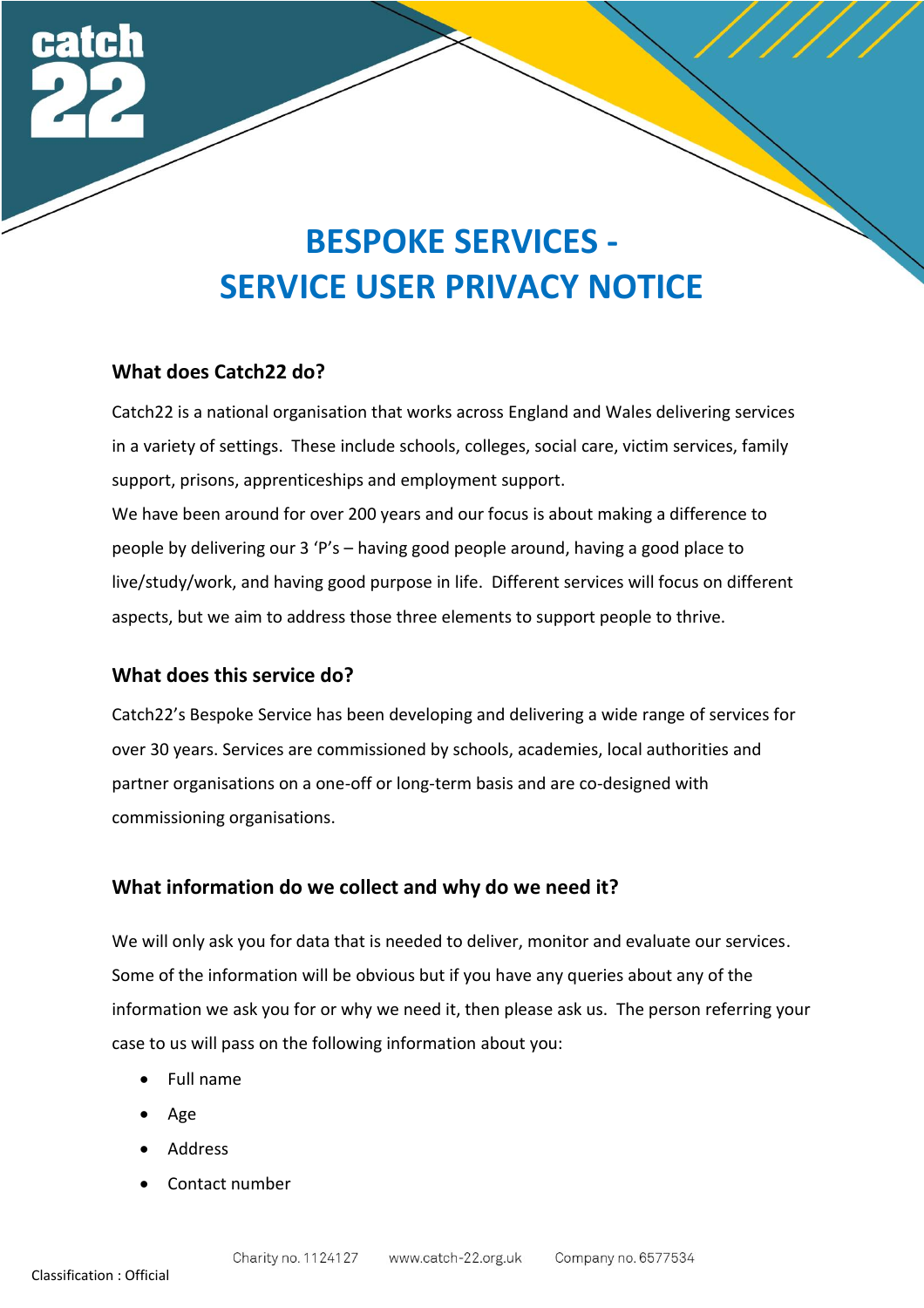# BESPOKE SERVICES - SERVICE USER PRIVACY NOTICE

## What does Catch22 do?

Catch22 is a national organisation that works across England and Wales delivering services in a variety of settings. These include schools, colleges, social care, victim services, family support, prisons, apprenticeships and employment support.

We have been around for over 200 years and our focus is about making a difference to people by delivering our 3 'P's – having good people around, having a good place to live/study/work, and having good purpose in life. Different services will focus on different aspects, but we aim to address those three elements to support people to thrive.

## What does this service do?

Catch22's Bespoke Service has been developing and delivering a wide range of services for over 30 years. Services are commissioned by schools, academies, local authorities and partner organisations on a one-off or long-term basis and are co-designed with commissioning organisations.

## What information do we collect and why do we need it?

We will only ask you for data that is needed to deliver, monitor and evaluate our services. Some of the information will be obvious but if you have any queries about any of the information we ask you for or why we need it, then please ask us. The person referring your case to us will pass on the following information about you:

- Full name
- Age
- Address
- Contact number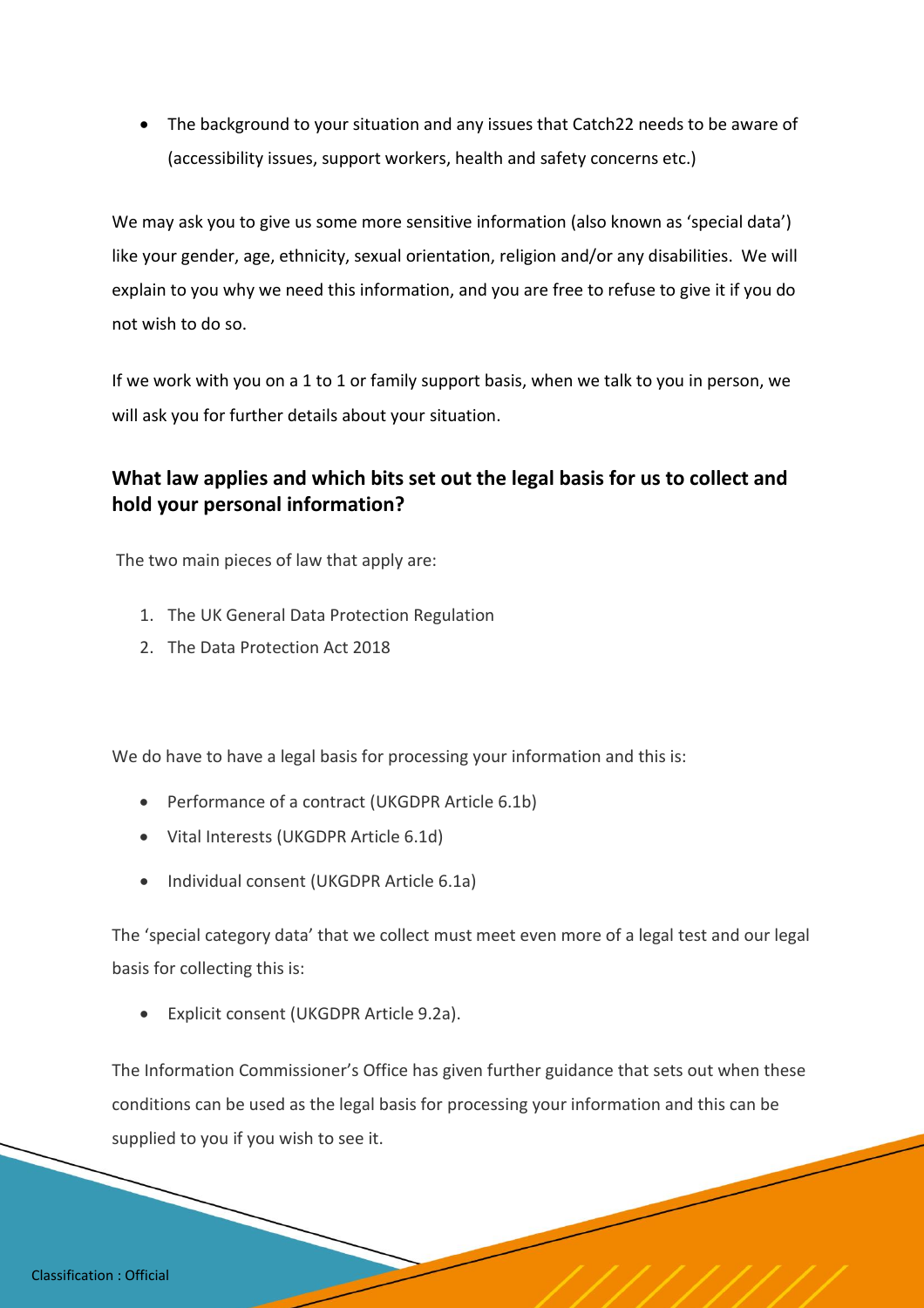- The background to your situation and any issues that Catch22 needs to be aware of (accessibility issues, support workers, health and safety concerns etc.)

We may ask you to give us some more sensitive information (also known as 'special data') like your gender, age, ethnicity, sexual orientation, religion and/or any disabilities. We will explain to you why we need this information, and you are free to refuse to give it if you do not wish to do so.

If we work with you on a 1 to 1 or family support basis, when we talk to you in person, we will ask you for further details about your situation.

## What law applies and which bits set out the legal basis for us to collect and hold your personal information?

The two main pieces of law that apply are:

1. The UK General Data Protection Regulation
2. The Data Protection Act 2018

We do have to have a legal basis for processing your information and this is:

- Performance of a contract (UKGDPR Article 6.1b)
- Vital Interests (UKGDPR Article 6.1d)
- Individual consent (UKGDPR Article 6.1a)

The 'special category data' that we collect must meet even more of a legal test and our legal basis for collecting this is:

- Explicit consent (UKGDPR Article 9.2a).

The Information Commissioner's Office has given further guidance that sets out when these conditions can be used as the legal basis for processing your information and this can be supplied to you if you wish to see it.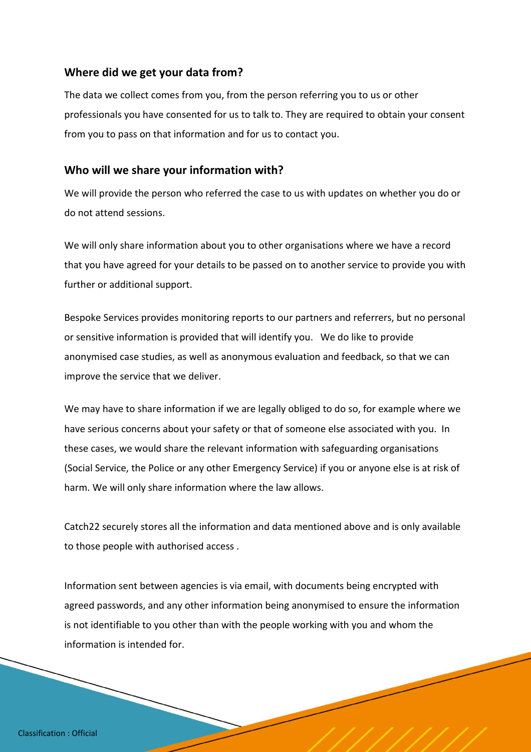## Where did we get your data from?

The data we collect comes from you, from the person referring you to us or other professionals you have consented for us to talk to. They are required to obtain your consent from you to pass on that information and for us to contact you.

## Who will we share your information with?

We will provide the person who referred the case to us with updates on whether you do or do not attend sessions.

We will only share information about you to other organisations where we have a record that you have agreed for your details to be passed on to another service to provide you with further or additional support.

Bespoke Services provides monitoring reports to our partners and referrers, but no personal or sensitive information is provided that will identify you. We do like to provide anonymised case studies, as well as anonymous evaluation and feedback, so that we can improve the service that we deliver.

We may have to share information if we are legally obliged to do so, for example where we have serious concerns about your safety or that of someone else associated with you. In these cases, we would share the relevant information with safeguarding organisations (Social Service, the Police or any other Emergency Service) if you or anyone else is at risk of harm. We will only share information where the law allows.

Catch22 securely stores all the information and data mentioned above and is only available to those people with authorised access .

Information sent between agencies is via email, with documents being encrypted with agreed passwords, and any other information being anonymised to ensure the information is not identifiable to you other than with the people working with you and whom the information is intended for.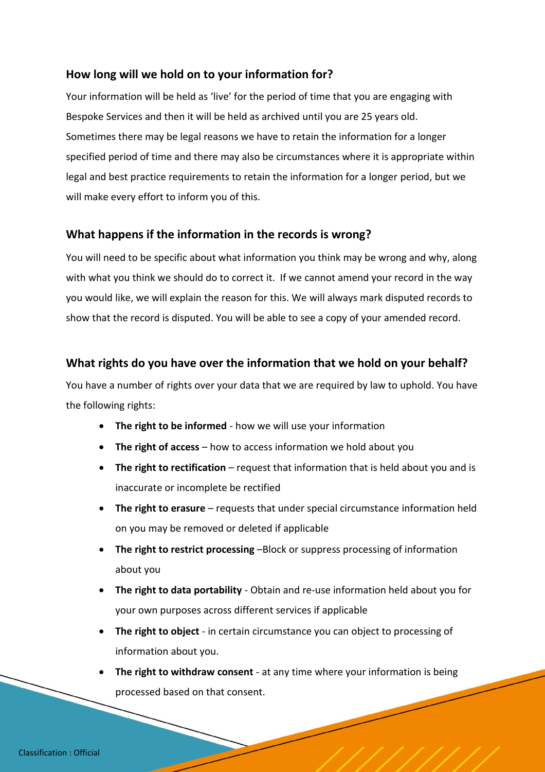## How long will we hold on to your information for?

Your information will be held as 'live' for the period of time that you are engaging with Bespoke Services and then it will be held as archived until you are 25 years old. Sometimes there may be legal reasons we have to retain the information for a longer specified period of time and there may also be circumstances where it is appropriate within legal and best practice requirements to retain the information for a longer period, but we will make every effort to inform you of this.

## What happens if the information in the records is wrong?

You will need to be specific about what information you think may be wrong and why, along with what you think we should do to correct it. If we cannot amend your record in the way you would like, we will explain the reason for this. We will always mark disputed records to show that the record is disputed. You will be able to see a copy of your amended record.

## What rights do you have over the information that we hold on your behalf?

You have a number of rights over your data that we are required by law to uphold. You have the following rights:

- **The right to be informed** - how we will use your information
- **The right of access** – how to access information we hold about you
- **The right to rectification** – request that information that is held about you and is inaccurate or incomplete be rectified
- **The right to erasure** – requests that under special circumstance information held on you may be removed or deleted if applicable
- **The right to restrict processing** –Block or suppress processing of information about you
- **The right to data portability** - Obtain and re-use information held about you for your own purposes across different services if applicable
- **The right to object** - in certain circumstance you can object to processing of information about you.
- **The right to withdraw consent** - at any time where your information is being processed based on that consent.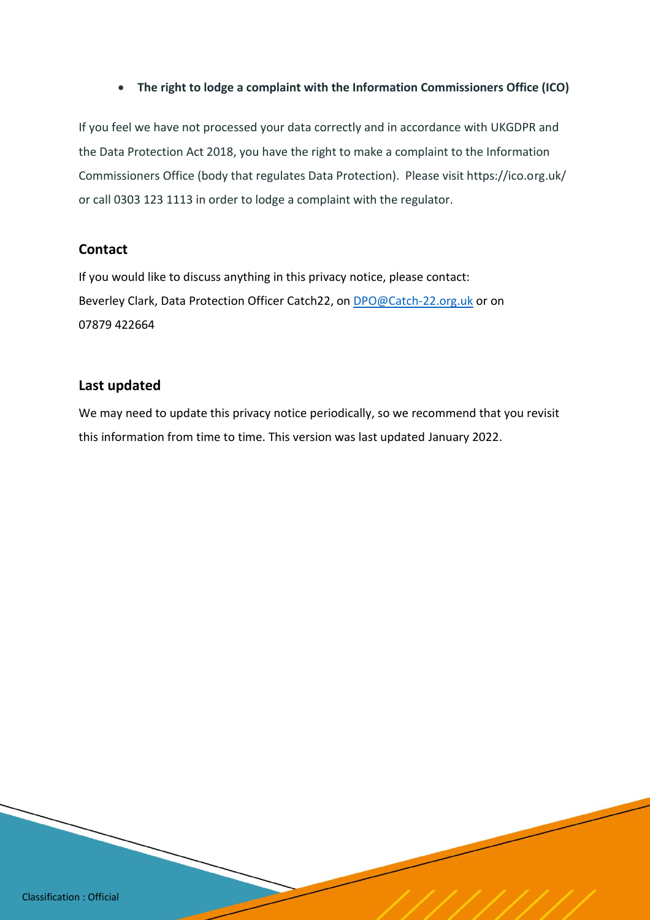- **The right to lodge a complaint with the Information Commissioners Office (ICO)**

If you feel we have not processed your data correctly and in accordance with UKGDPR and the Data Protection Act 2018, you have the right to make a complaint to the Information Commissioners Office (body that regulates Data Protection). Please visit https://ico.org.uk/ or call 0303 123 1113 in order to lodge a complaint with the regulator.

## Contact

If you would like to discuss anything in this privacy notice, please contact:
Beverley Clark, Data Protection Officer Catch22, on DPO@Catch-22.org.uk or on 07879 422664

## Last updated

We may need to update this privacy notice periodically, so we recommend that you revisit this information from time to time. This version was last updated January 2022.